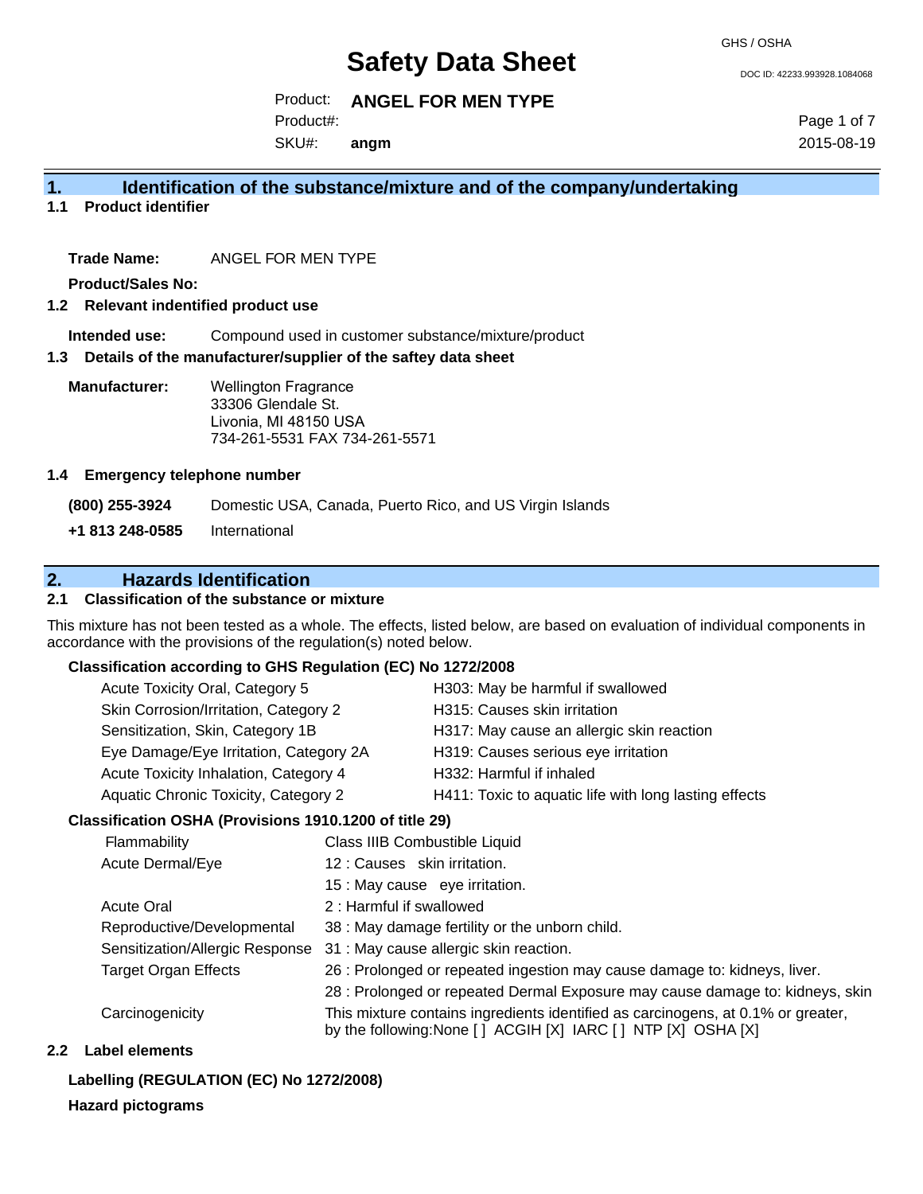# Safety Data Sheet

GHS / OSHA

DOC ID: 42233.993928.1084068

Product: **ANGEL FOR MEN TYPE**

Product#:

SKU#: **angm**

2015-08-19

## 1. Identification of the substance/mixture and of the company/undertaking

### 1.1 Product identifier

**Trade Name:** ANGEL FOR MEN TYPE

**Product/Sales No:**

### 1.2 Relevant indentified product use

**Intended use:** Compound used in customer substance/mixture/product

### 1.3 Details of the manufacturer/supplier of the saftey data sheet

**Manufacturer:** Wellington Fragrance
33306 Glendale St.
Livonia, MI 48150 USA
734-261-5531 FAX 734-261-5571

### 1.4 Emergency telephone number

**(800) 255-3924** Domestic USA, Canada, Puerto Rico, and US Virgin Islands

**+1 813 248-0585** International

## 2. Hazards Identification

### 2.1 Classification of the substance or mixture

This mixture has not been tested as a whole. The effects, listed below, are based on evaluation of individual components in accordance with the provisions of the regulation(s) noted below.

**Classification according to GHS Regulation (EC) No 1272/2008**

| | |
|---|---|
| Acute Toxicity Oral, Category 5 | H303: May be harmful if swallowed |
| Skin Corrosion/Irritation, Category 2 | H315: Causes skin irritation |
| Sensitization, Skin, Category 1B | H317: May cause an allergic skin reaction |
| Eye Damage/Eye Irritation, Category 2A | H319: Causes serious eye irritation |
| Acute Toxicity Inhalation, Category 4 | H332: Harmful if inhaled |
| Aquatic Chronic Toxicity, Category 2 | H411: Toxic to aquatic life with long lasting effects |

**Classification OSHA (Provisions 1910.1200 of title 29)**

| | |
|---|---|
| Flammability | Class IIIB Combustible Liquid |
| Acute Dermal/Eye | 12 : Causes skin irritation. |
| | 15 : May cause eye irritation. |
| Acute Oral | 2 : Harmful if swallowed |
| Reproductive/Developmental | 38 : May damage fertility or the unborn child. |
| Sensitization/Allergic Response | 31 : May cause allergic skin reaction. |
| Target Organ Effects | 26 : Prolonged or repeated ingestion may cause damage to: kidneys, liver. |
| | 28 : Prolonged or repeated Dermal Exposure may cause damage to: kidneys, skin |
| Carcinogenicity | This mixture contains ingredients identified as carcinogens, at 0.1% or greater, by the following:None [ ] ACGIH [X] IARC [ ] NTP [X] OSHA [X] |

### 2.2 Label elements

**Labelling (REGULATION (EC) No 1272/2008)**

**Hazard pictograms**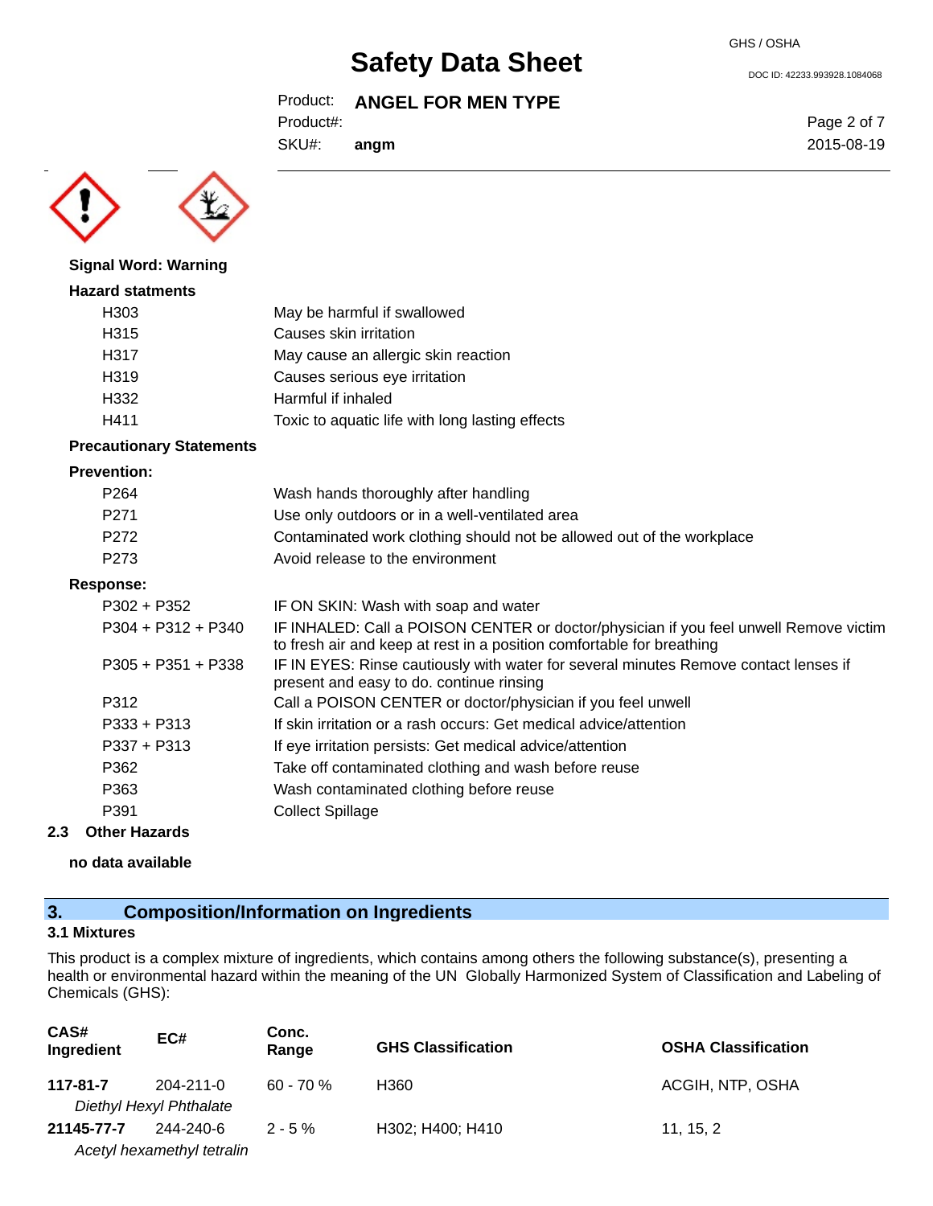**Signal Word: Warning**

**Hazard statments**

| | |
|---|---|
| H303 | May be harmful if swallowed |
| H315 | Causes skin irritation |
| H317 | May cause an allergic skin reaction |
| H319 | Causes serious eye irritation |
| H332 | Harmful if inhaled |
| H411 | Toxic to aquatic life with long lasting effects |

**Precautionary Statements**

**Prevention:**

| | |
|---|---|
| P264 | Wash hands thoroughly after handling |
| P271 | Use only outdoors or in a well-ventilated area |
| P272 | Contaminated work clothing should not be allowed out of the workplace |
| P273 | Avoid release to the environment |

**Response:**

| | |
|---|---|
| P302 + P352 | IF ON SKIN: Wash with soap and water |
| P304 + P312 + P340 | IF INHALED: Call a POISON CENTER or doctor/physician if you feel unwell Remove victim to fresh air and keep at rest in a position comfortable for breathing |
| P305 + P351 + P338 | IF IN EYES: Rinse cautiously with water for several minutes Remove contact lenses if present and easy to do. continue rinsing |
| P312 | Call a POISON CENTER or doctor/physician if you feel unwell |
| P333 + P313 | If skin irritation or a rash occurs: Get medical advice/attention |
| P337 + P313 | If eye irritation persists: Get medical advice/attention |
| P362 | Take off contaminated clothing and wash before reuse |
| P363 | Wash contaminated clothing before reuse |
| P391 | Collect Spillage |

### 2.3 Other Hazards

**no data available**

## 3. Composition/Information on Ingredients

### 3.1 Mixtures

This product is a complex mixture of ingredients, which contains among others the following substance(s), presenting a health or environmental hazard within the meaning of the UN Globally Harmonized System of Classification and Labeling of Chemicals (GHS):

| CAS# Ingredient | EC# | Conc. Range | GHS Classification | OSHA Classification |
|---|---|---|---|---|
| **117-81-7** *Diethyl Hexyl Phthalate* | 204-211-0 | 60 - 70 % | H360 | ACGIH, NTP, OSHA |
| **21145-77-7** *Acetyl hexamethyl tetralin* | 244-240-6 | 2 - 5 % | H302; H400; H410 | 11, 15, 2 |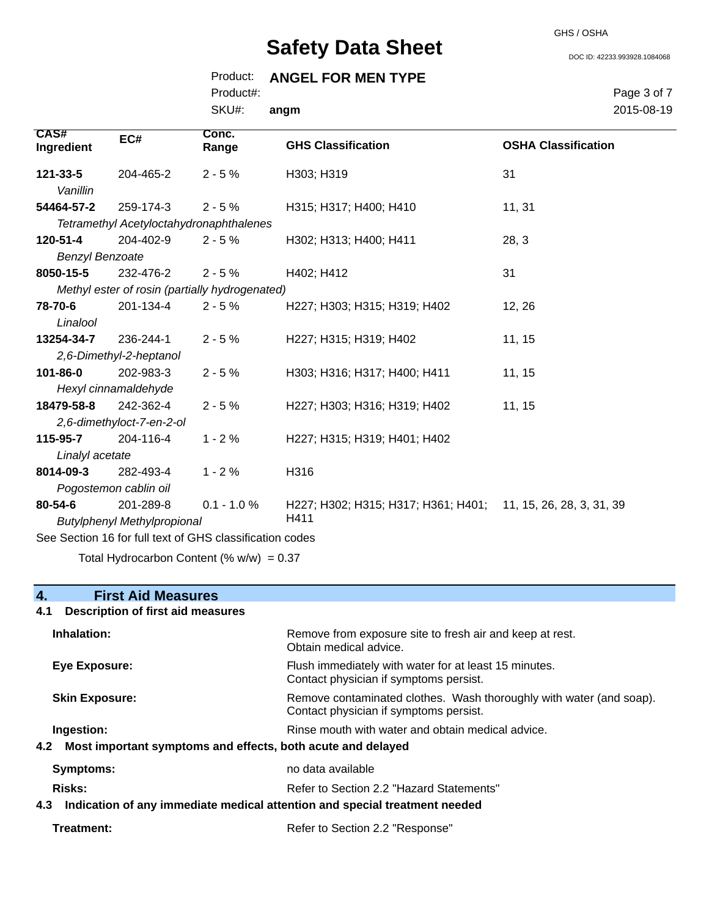| CAS# Ingredient | EC# | Conc. Range | GHS Classification | OSHA Classification |
|---|---|---|---|---|
| **121-33-5** *Vanillin* | 204-465-2 | 2 - 5 % | H303; H319 | 31 |
| **54464-57-2** *Tetramethyl Acetyloctahydronaphthalenes* | 259-174-3 | 2 - 5 % | H315; H317; H400; H410 | 11, 31 |
| **120-51-4** *Benzyl Benzoate* | 204-402-9 | 2 - 5 % | H302; H313; H400; H411 | 28, 3 |
| **8050-15-5** *Methyl ester of rosin (partially hydrogenated)* | 232-476-2 | 2 - 5 % | H402; H412 | 31 |
| **78-70-6** *Linalool* | 201-134-4 | 2 - 5 % | H227; H303; H315; H319; H402 | 12, 26 |
| **13254-34-7** *2,6-Dimethyl-2-heptanol* | 236-244-1 | 2 - 5 % | H227; H315; H319; H402 | 11, 15 |
| **101-86-0** *Hexyl cinnamaldehyde* | 202-983-3 | 2 - 5 % | H303; H316; H317; H400; H411 | 11, 15 |
| **18479-58-8** *2,6-dimethyloct-7-en-2-ol* | 242-362-4 | 2 - 5 % | H227; H303; H316; H319; H402 | 11, 15 |
| **115-95-7** *Linalyl acetate* | 204-116-4 | 1 - 2 % | H227; H315; H319; H401; H402 | |
| **8014-09-3** *Pogostemon cablin oil* | 282-493-4 | 1 - 2 % | H316 | |
| **80-54-6** *Butylphenyl Methylpropional* | 201-289-8 | 0.1 - 1.0 % | H227; H302; H315; H317; H361; H401; H411 | 11, 15, 26, 28, 3, 31, 39 |

See Section 16 for full text of GHS classification codes

Total Hydrocarbon Content (% w/w) = 0.37

## 4. First Aid Measures

### 4.1 Description of first aid measures

**Inhalation:** Remove from exposure site to fresh air and keep at rest. Obtain medical advice.

**Eye Exposure:** Flush immediately with water for at least 15 minutes. Contact physician if symptoms persist.

**Skin Exposure:** Remove contaminated clothes. Wash thoroughly with water (and soap). Contact physician if symptoms persist.

**Ingestion:** Rinse mouth with water and obtain medical advice.

### 4.2 Most important symptoms and effects, both acute and delayed

**Symptoms:** no data available

**Risks:** Refer to Section 2.2 "Hazard Statements"

### 4.3 Indication of any immediate medical attention and special treatment needed

**Treatment:** Refer to Section 2.2 "Response"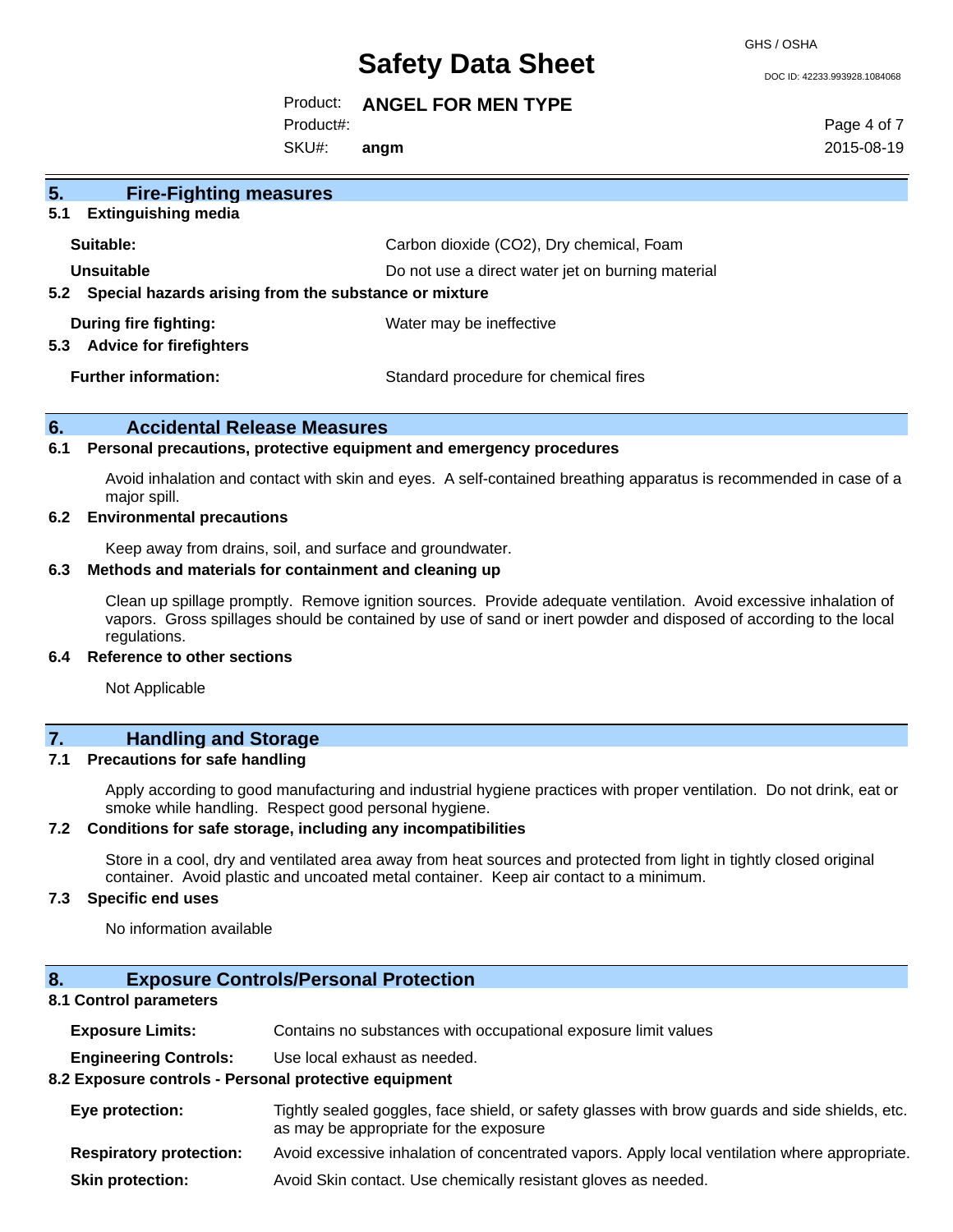## 5. Fire-Fighting measures

### 5.1 Extinguishing media

| | |
|---|---|
| **Suitable:** | Carbon dioxide ($CO_2$), Dry chemical, Foam |
| **Unsuitable** | Do not use a direct water jet on burning material |

### 5.2 Special hazards arising from the substance or mixture

| | |
|---|---|
| **During fire fighting:** | Water may be ineffective |

### 5.3 Advice for firefighters

| | |
|---|---|
| **Further information:** | Standard procedure for chemical fires |

## 6. Accidental Release Measures

### 6.1 Personal precautions, protective equipment and emergency procedures

Avoid inhalation and contact with skin and eyes. A self-contained breathing apparatus is recommended in case of a major spill.

### 6.2 Environmental precautions

Keep away from drains, soil, and surface and groundwater.

### 6.3 Methods and materials for containment and cleaning up

Clean up spillage promptly. Remove ignition sources. Provide adequate ventilation. Avoid excessive inhalation of vapors. Gross spillages should be contained by use of sand or inert powder and disposed of according to the local regulations.

### 6.4 Reference to other sections

Not Applicable

## 7. Handling and Storage

### 7.1 Precautions for safe handling

Apply according to good manufacturing and industrial hygiene practices with proper ventilation. Do not drink, eat or smoke while handling. Respect good personal hygiene.

### 7.2 Conditions for safe storage, including any incompatibilities

Store in a cool, dry and ventilated area away from heat sources and protected from light in tightly closed original container. Avoid plastic and uncoated metal container. Keep air contact to a minimum.

### 7.3 Specific end uses

No information available

## 8. Exposure Controls/Personal Protection

### 8.1 Control parameters

| | |
|---|---|
| **Exposure Limits:** | Contains no substances with occupational exposure limit values |
| **Engineering Controls:** | Use local exhaust as needed. |

### 8.2 Exposure controls - Personal protective equipment

| | |
|---|---|
| **Eye protection:** | Tightly sealed goggles, face shield, or safety glasses with brow guards and side shields, etc. as may be appropriate for the exposure |
| **Respiratory protection:** | Avoid excessive inhalation of concentrated vapors. Apply local ventilation where appropriate. |
| **Skin protection:** | Avoid Skin contact. Use chemically resistant gloves as needed. |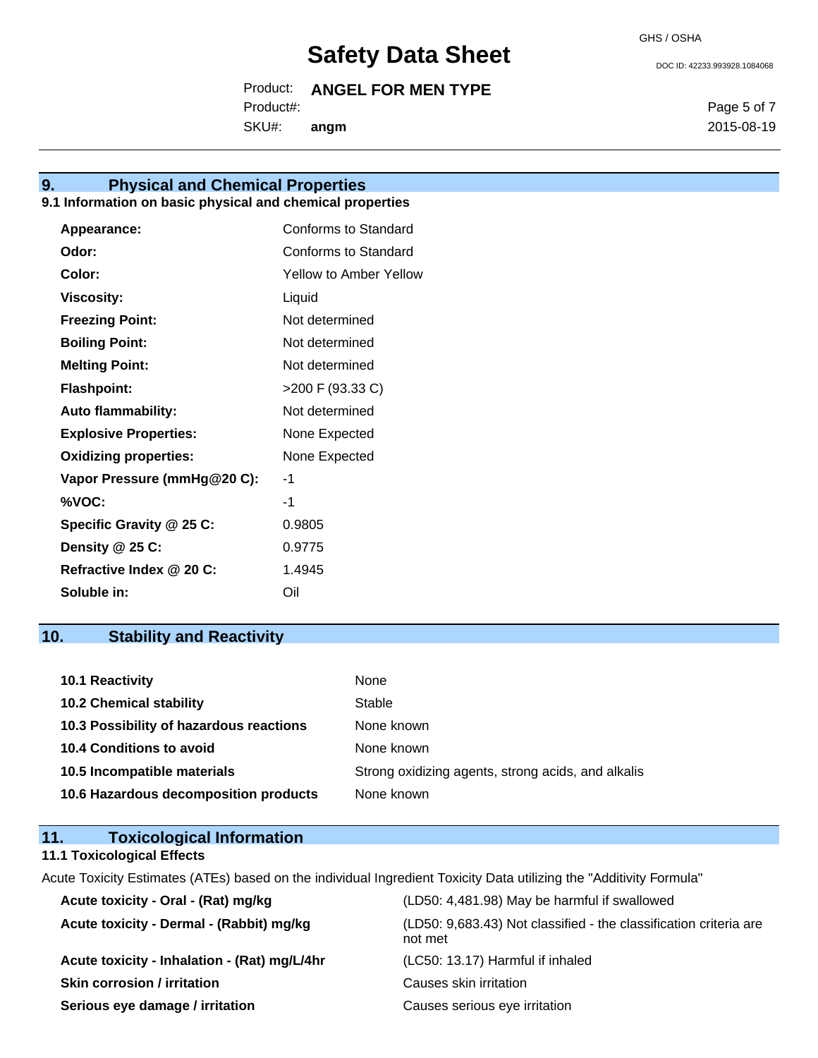## 9. Physical and Chemical Properties

### 9.1 Information on basic physical and chemical properties

| | |
|---|---|
| **Appearance:** | Conforms to Standard |
| **Odor:** | Conforms to Standard |
| **Color:** | Yellow to Amber Yellow |
| **Viscosity:** | Liquid |
| **Freezing Point:** | Not determined |
| **Boiling Point:** | Not determined |
| **Melting Point:** | Not determined |
| **Flashpoint:** | >200 F (93.33 C) |
| **Auto flammability:** | Not determined |
| **Explosive Properties:** | None Expected |
| **Oxidizing properties:** | None Expected |
| **Vapor Pressure (mmHg@20 C):** | -1 |
| **%VOC:** | -1 |
| **Specific Gravity @ 25 C:** | 0.9805 |
| **Density @ 25 C:** | 0.9775 |
| **Refractive Index @ 20 C:** | 1.4945 |
| **Soluble in:** | Oil |

## 10. Stability and Reactivity

| | |
|---|---|
| **10.1 Reactivity** | None |
| **10.2 Chemical stability** | Stable |
| **10.3 Possibility of hazardous reactions** | None known |
| **10.4 Conditions to avoid** | None known |
| **10.5 Incompatible materials** | Strong oxidizing agents, strong acids, and alkalis |
| **10.6 Hazardous decomposition products** | None known |

## 11. Toxicological Information

### 11.1 Toxicological Effects

Acute Toxicity Estimates (ATEs) based on the individual Ingredient Toxicity Data utilizing the "Additivity Formula"

| | |
|---|---|
| **Acute toxicity - Oral - (Rat) mg/kg** | (LD50: 4,481.98) May be harmful if swallowed |
| **Acute toxicity - Dermal - (Rabbit) mg/kg** | (LD50: 9,683.43) Not classified - the classification criteria are not met |
| **Acute toxicity - Inhalation - (Rat) mg/L/4hr** | (LC50: 13.17) Harmful if inhaled |
| **Skin corrosion / irritation** | Causes skin irritation |
| **Serious eye damage / irritation** | Causes serious eye irritation |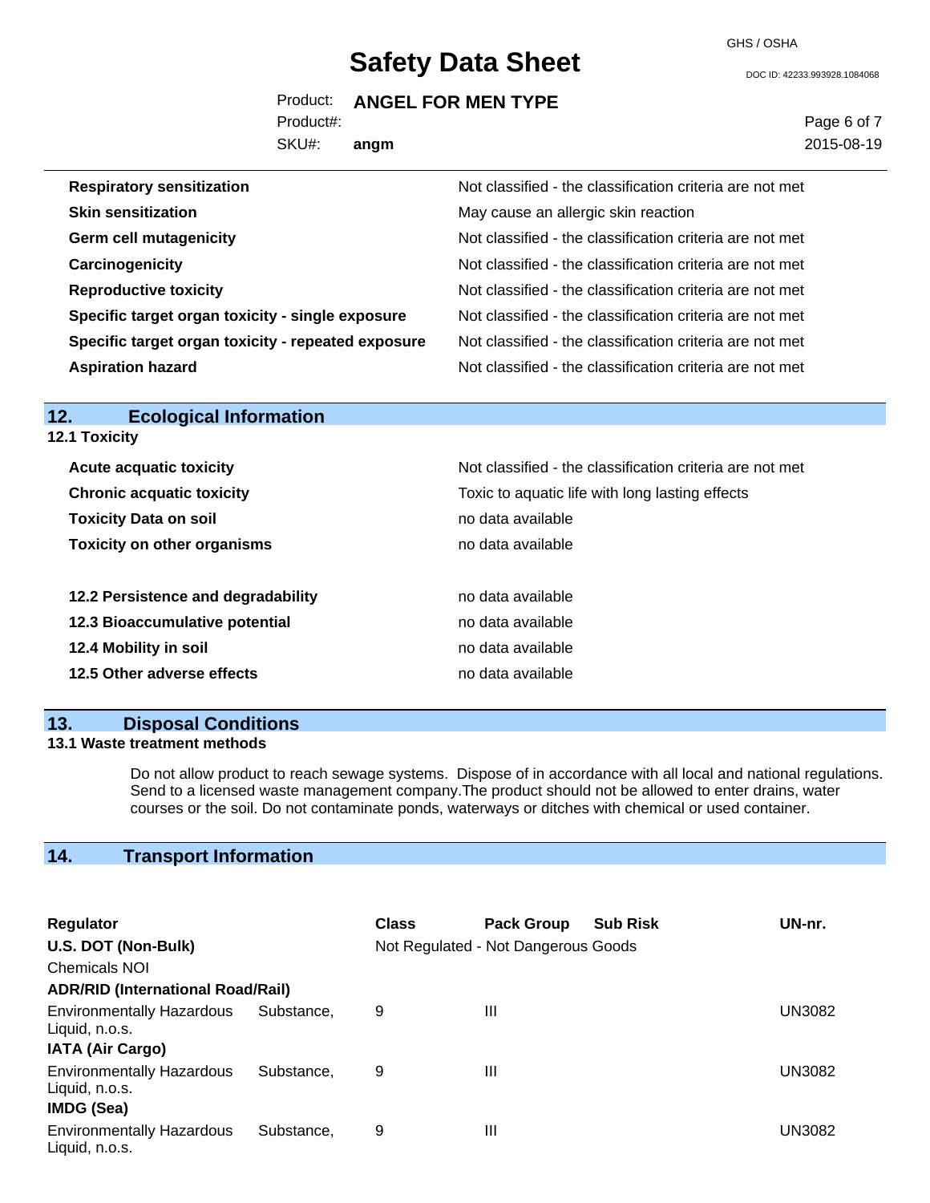| | |
|---|---|
| **Respiratory sensitization** | Not classified - the classification criteria are not met |
| **Skin sensitization** | May cause an allergic skin reaction |
| **Germ cell mutagenicity** | Not classified - the classification criteria are not met |
| **Carcinogenicity** | Not classified - the classification criteria are not met |
| **Reproductive toxicity** | Not classified - the classification criteria are not met |
| **Specific target organ toxicity - single exposure** | Not classified - the classification criteria are not met |
| **Specific target organ toxicity - repeated exposure** | Not classified - the classification criteria are not met |
| **Aspiration hazard** | Not classified - the classification criteria are not met |

## 12. Ecological Information

**12.1 Toxicity**

| | |
|---|---|
| **Acute acquatic toxicity** | Not classified - the classification criteria are not met |
| **Chronic acquatic toxicity** | Toxic to aquatic life with long lasting effects |
| **Toxicity Data on soil** | no data available |
| **Toxicity on other organisms** | no data available |

| | |
|---|---|
| **12.2 Persistence and degradability** | no data available |
| **12.3 Bioaccumulative potential** | no data available |
| **12.4 Mobility in soil** | no data available |
| **12.5 Other adverse effects** | no data available |

## 13. Disposal Conditions

**13.1 Waste treatment methods**

Do not allow product to reach sewage systems. Dispose of in accordance with all local and national regulations. Send to a licensed waste management company.The product should not be allowed to enter drains, water courses or the soil. Do not contaminate ponds, waterways or ditches with chemical or used container.

## 14. Transport Information

| Regulator | Class | Pack Group | Sub Risk | UN-nr. |
|---|---|---|---|---|
| **U.S. DOT (Non-Bulk)** | Not Regulated - Not Dangerous Goods | | | |
| Chemicals NOI | | | | |
| **ADR/RID (International Road/Rail)** | | | | |
| Environmentally Hazardous Substance, Liquid, n.o.s. | 9 | III | | UN3082 |
| **IATA (Air Cargo)** | | | | |
| Environmentally Hazardous Substance, Liquid, n.o.s. | 9 | III | | UN3082 |
| **IMDG (Sea)** | | | | |
| Environmentally Hazardous Substance, Liquid, n.o.s. | 9 | III | | UN3082 |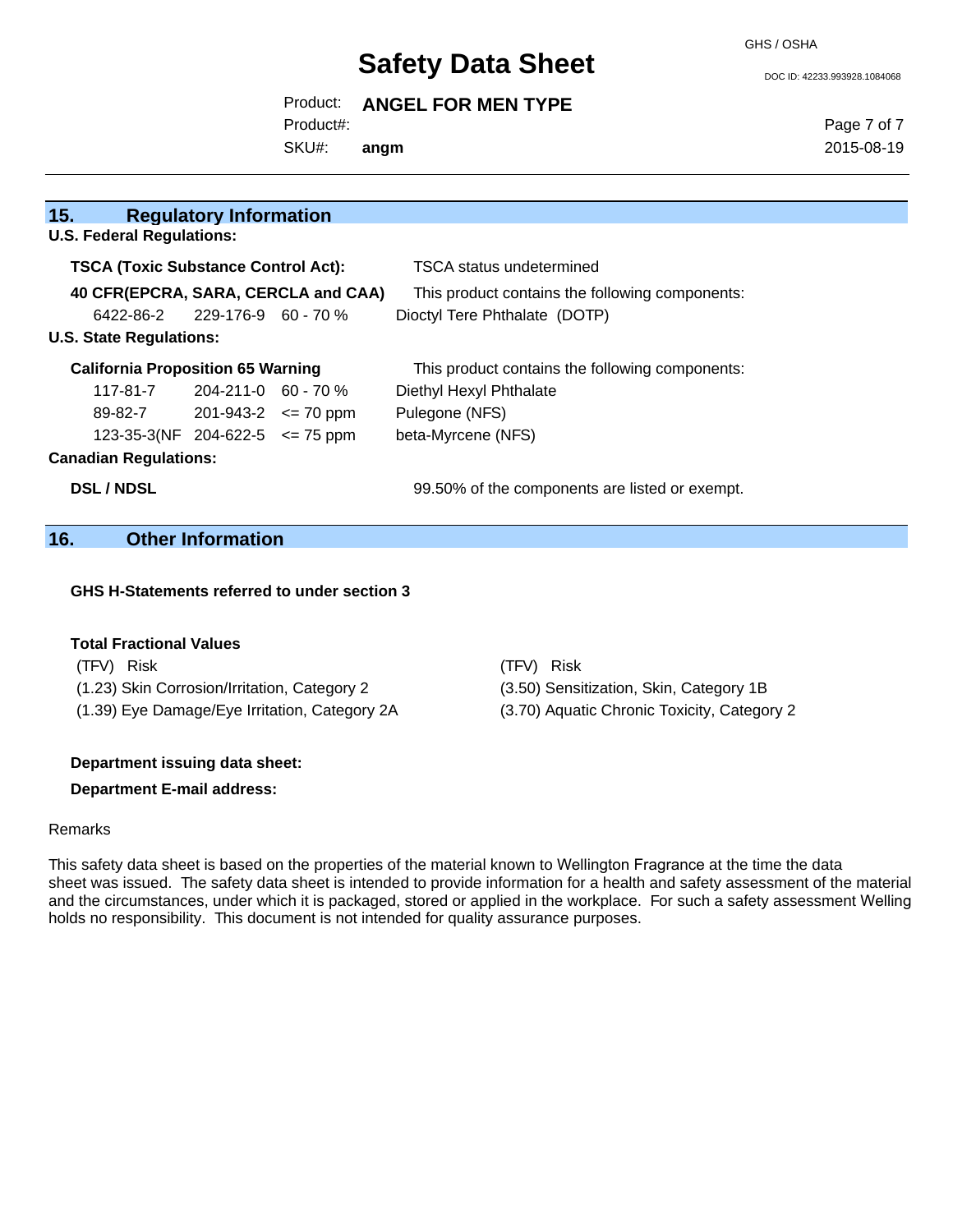## 15. Regulatory Information

**U.S. Federal Regulations:**

**TSCA (Toxic Substance Control Act):** TSCA status undetermined

**40 CFR(EPCRA, SARA, CERCLA and CAA)** This product contains the following components:

| | | | |
|---|---|---|---|
| 6422-86-2 | 229-176-9 | 60 - 70 % | Dioctyl Tere Phthalate (DOTP) |

**U.S. State Regulations:**

**California Proposition 65 Warning** This product contains the following components:

| | | | |
|---|---|---|---|
| 117-81-7 | 204-211-0 | 60 - 70 % | Diethyl Hexyl Phthalate |
| 89-82-7 | 201-943-2 | <= 70 ppm | Pulegone (NFS) |
| 123-35-3(NF | 204-622-5 | <= 75 ppm | beta-Myrcene (NFS) |

**Canadian Regulations:**

**DSL / NDSL** 99.50% of the components are listed or exempt.

## 16. Other Information

**GHS H-Statements referred to under section 3**

**Total Fractional Values**

| (TFV) Risk | (TFV) Risk |
|---|---|
| (1.23) Skin Corrosion/Irritation, Category 2 | (3.50) Sensitization, Skin, Category 1B |
| (1.39) Eye Damage/Eye Irritation, Category 2A | (3.70) Aquatic Chronic Toxicity, Category 2 |

**Department issuing data sheet:**

**Department E-mail address:**

Remarks

This safety data sheet is based on the properties of the material known to Wellington Fragrance at the time the data sheet was issued. The safety data sheet is intended to provide information for a health and safety assessment of the material and the circumstances, under which it is packaged, stored or applied in the workplace. For such a safety assessment Welling holds no responsibility. This document is not intended for quality assurance purposes.